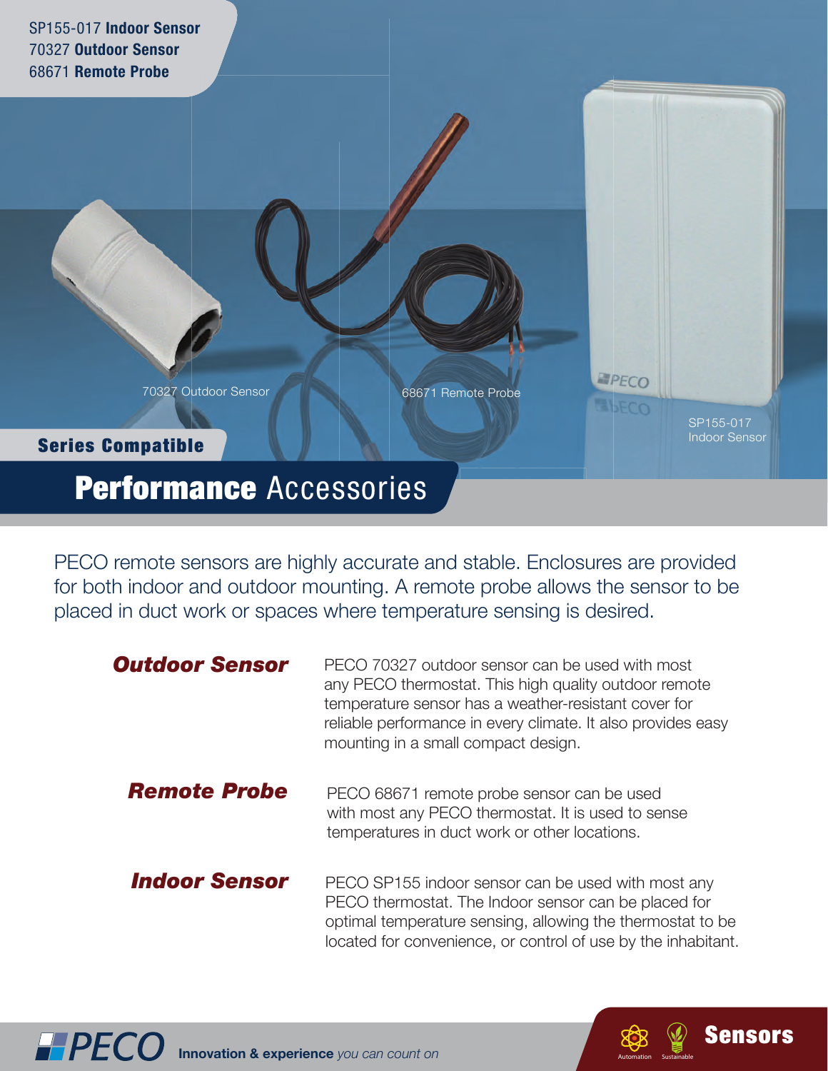SP155-017 **Indoor Sensor**
70327 **Outdoor Sensor**
68671 **Remote Probe**

70327 Outdoor Sensor

68671 Remote Probe

SP155-017
Indoor Sensor

**Series Compatible**

# **Performance** Accessories

PECO remote sensors are highly accurate and stable. Enclosures are provided for both indoor and outdoor mounting. A remote probe allows the sensor to be placed in duct work or spaces where temperature sensing is desired.

### ***Outdoor Sensor***

PECO 70327 outdoor sensor can be used with most any PECO thermostat. This high quality outdoor remote temperature sensor has a weather-resistant cover for reliable performance in every climate. It also provides easy mounting in a small compact design.

### ***Remote Probe***

PECO 68671 remote probe sensor can be used with most any PECO thermostat. It is used to sense temperatures in duct work or other locations.

### ***Indoor Sensor***

PECO SP155 indoor sensor can be used with most any PECO thermostat. The Indoor sensor can be placed for optimal temperature sensing, allowing the thermostat to be located for convenience, or control of use by the inhabitant.

PECO **Innovation & experience** *you can count on*

Automation Sustainable **Sensors**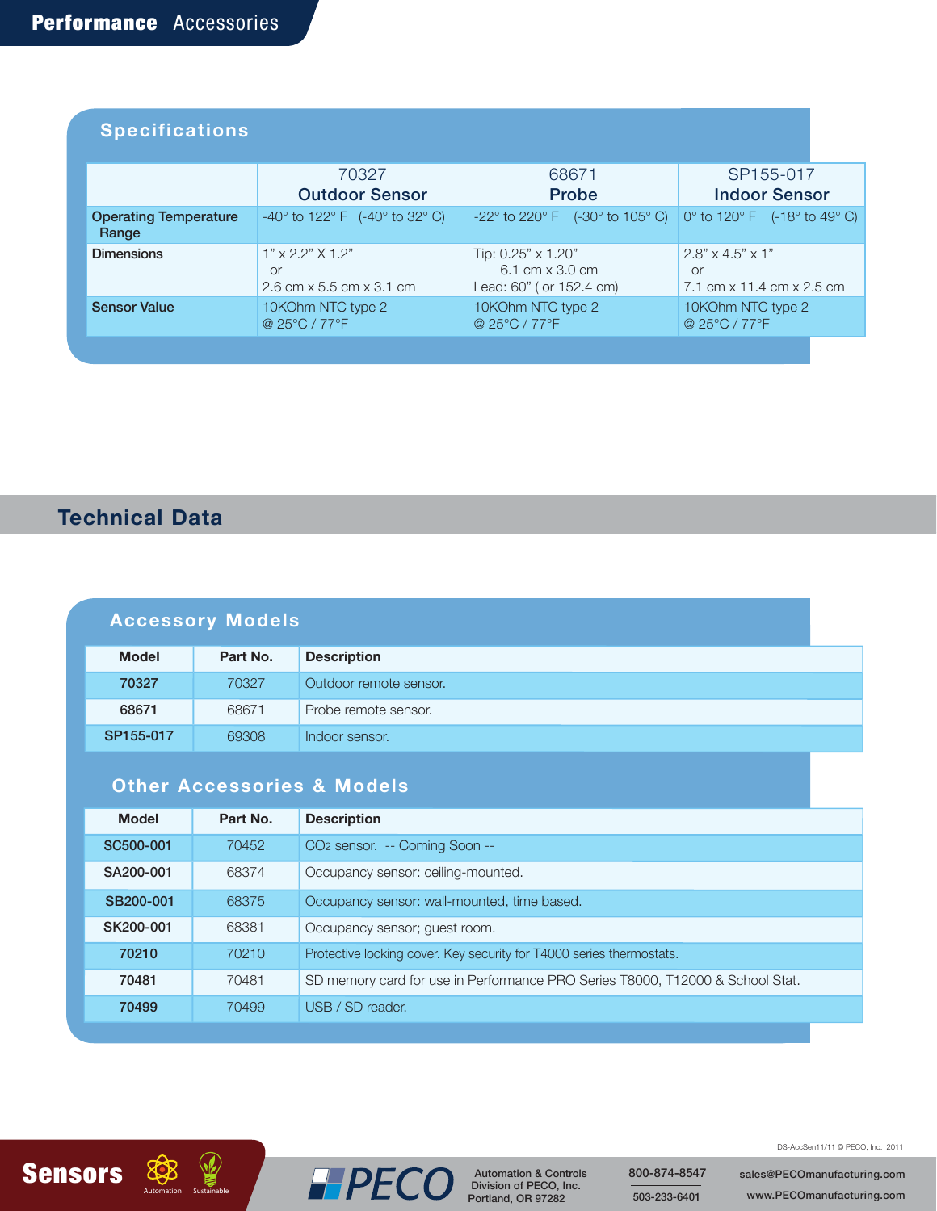## Specifications

| | 70327 Outdoor Sensor | 68671 Probe | SP155-017 Indoor Sensor |
|---|---|---|---|
| Operating Temperature Range | -40° to 122° F (-40° to 32° C) | -22° to 220° F (-30° to 105° C) | 0° to 120° F (-18° to 49° C) |
| Dimensions | 1" x 2.2" X 1.2" or 2.6 cm x 5.5 cm x 3.1 cm | Tip: 0.25" x 1.20" 6.1 cm x 3.0 cm Lead: 60" ( or 152.4 cm) | 2.8" x 4.5" x 1" or 7.1 cm x 11.4 cm x 2.5 cm |
| Sensor Value | 10KOhm NTC type 2 @ 25°C / 77°F | 10KOhm NTC type 2 @ 25°C / 77°F | 10KOhm NTC type 2 @ 25°C / 77°F |

# Technical Data

## Accessory Models

| Model | Part No. | Description |
|---|---|---|
| 70327 | 70327 | Outdoor remote sensor. |
| 68671 | 68671 | Probe remote sensor. |
| SP155-017 | 69308 | Indoor sensor. |

## Other Accessories & Models

| Model | Part No. | Description |
|---|---|---|
| SC500-001 | 70452 | $CO_2$ sensor. -- Coming Soon -- |
| SA200-001 | 68374 | Occupancy sensor: ceiling-mounted. |
| SB200-001 | 68375 | Occupancy sensor: wall-mounted, time based. |
| SK200-001 | 68381 | Occupancy sensor; guest room. |
| 70210 | 70210 | Protective locking cover. Key security for T4000 series thermostats. |
| 70481 | 70481 | SD memory card for use in Performance PRO Series T8000, T12000 & School Stat. |
| 70499 | 70499 | USB / SD reader. |

DS-AccSen11/11 © PECO, Inc. 2011

**Sensors**

PECO — Automation & Controls Division of PECO, Inc. Portland, OR 97282

800-874-8547
503-233-6401

sales@PECOmanufacturing.com
www.PECOmanufacturing.com